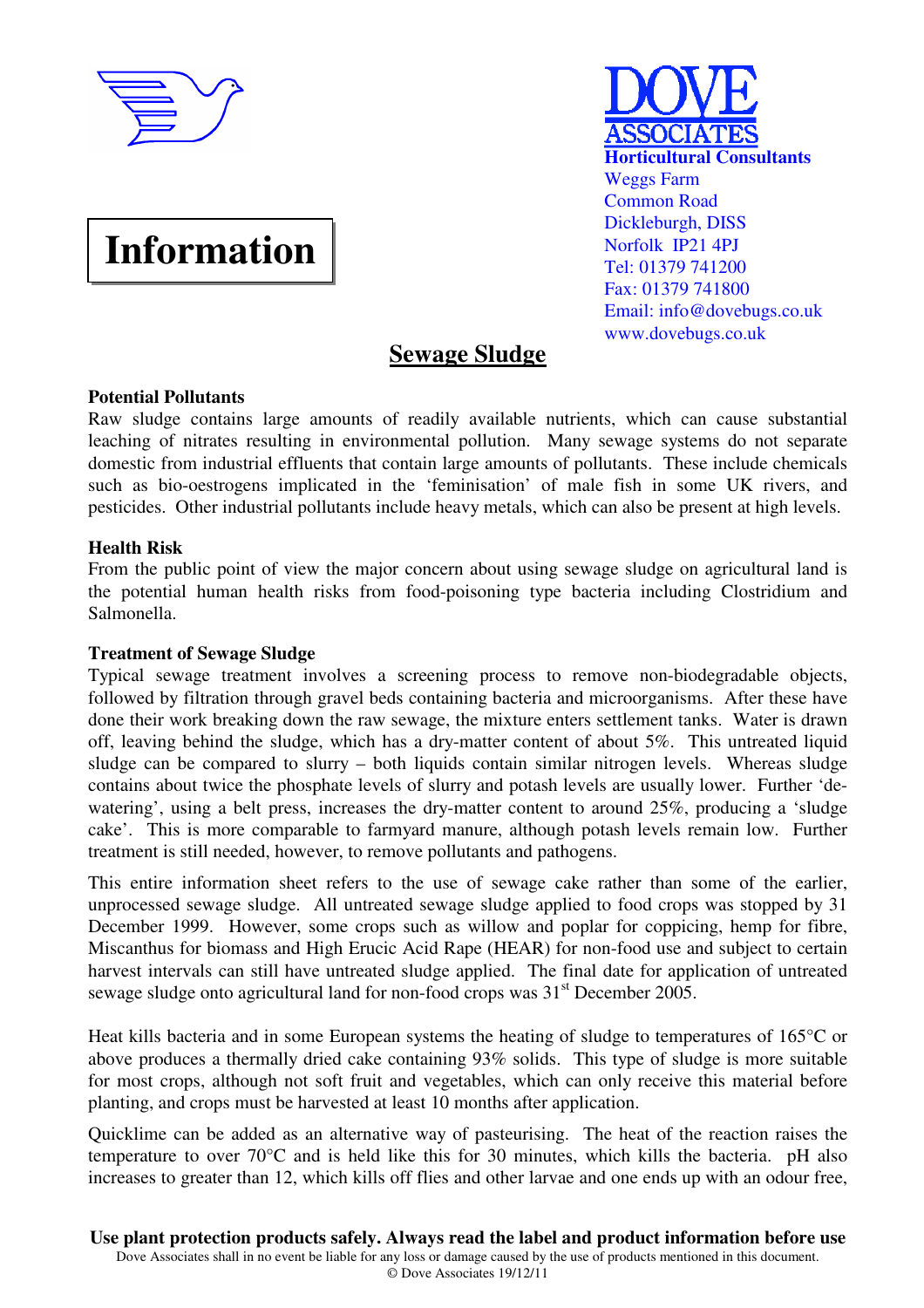**DOVE ASSOCIATES**
**Horticultural Consultants**
Weggs Farm
Common Road
Dickleburgh, DISS
Norfolk IP21 4PJ
Tel: 01379 741200
Fax: 01379 741800
Email: info@dovebugs.co.uk
www.dovebugs.co.uk

# Information

## Sewage Sludge

### Potential Pollutants

Raw sludge contains large amounts of readily available nutrients, which can cause substantial leaching of nitrates resulting in environmental pollution. Many sewage systems do not separate domestic from industrial effluents that contain large amounts of pollutants. These include chemicals such as bio-oestrogens implicated in the 'feminisation' of male fish in some UK rivers, and pesticides. Other industrial pollutants include heavy metals, which can also be present at high levels.

### Health Risk

From the public point of view the major concern about using sewage sludge on agricultural land is the potential human health risks from food-poisoning type bacteria including Clostridium and Salmonella.

### Treatment of Sewage Sludge

Typical sewage treatment involves a screening process to remove non-biodegradable objects, followed by filtration through gravel beds containing bacteria and microorganisms. After these have done their work breaking down the raw sewage, the mixture enters settlement tanks. Water is drawn off, leaving behind the sludge, which has a dry-matter content of about 5%. This untreated liquid sludge can be compared to slurry – both liquids contain similar nitrogen levels. Whereas sludge contains about twice the phosphate levels of slurry and potash levels are usually lower. Further 'de-watering', using a belt press, increases the dry-matter content to around 25%, producing a 'sludge cake'. This is more comparable to farmyard manure, although potash levels remain low. Further treatment is still needed, however, to remove pollutants and pathogens.

This entire information sheet refers to the use of sewage cake rather than some of the earlier, unprocessed sewage sludge. All untreated sewage sludge applied to food crops was stopped by 31 December 1999. However, some crops such as willow and poplar for coppicing, hemp for fibre, Miscanthus for biomass and High Erucic Acid Rape (HEAR) for non-food use and subject to certain harvest intervals can still have untreated sludge applied. The final date for application of untreated sewage sludge onto agricultural land for non-food crops was 31st December 2005.

Heat kills bacteria and in some European systems the heating of sludge to temperatures of 165°C or above produces a thermally dried cake containing 93% solids. This type of sludge is more suitable for most crops, although not soft fruit and vegetables, which can only receive this material before planting, and crops must be harvested at least 10 months after application.

Quicklime can be added as an alternative way of pasteurising. The heat of the reaction raises the temperature to over 70°C and is held like this for 30 minutes, which kills the bacteria. pH also increases to greater than 12, which kills off flies and other larvae and one ends up with an odour free,

**Use plant protection products safely. Always read the label and product information before use**
Dove Associates shall in no event be liable for any loss or damage caused by the use of products mentioned in this document.
© Dove Associates 19/12/11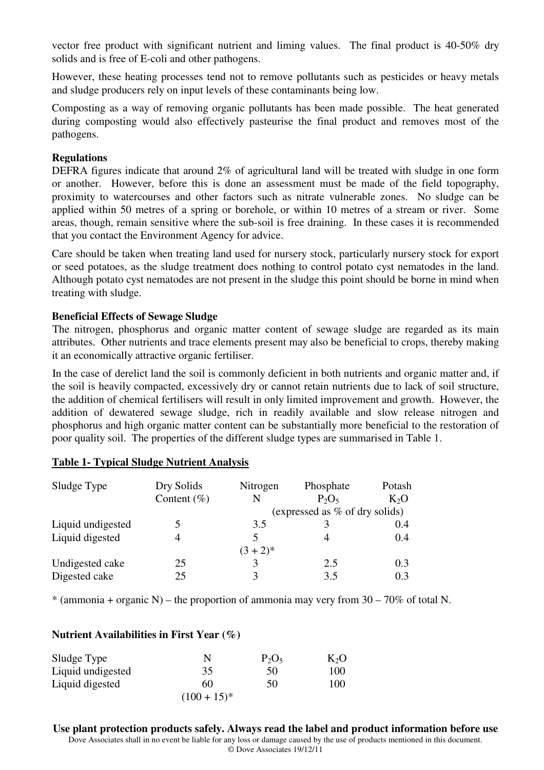vector free product with significant nutrient and liming values. The final product is 40-50% dry solids and is free of E-coli and other pathogens.

However, these heating processes tend not to remove pollutants such as pesticides or heavy metals and sludge producers rely on input levels of these contaminants being low.

Composting as a way of removing organic pollutants has been made possible. The heat generated during composting would also effectively pasteurise the final product and removes most of the pathogens.

**Regulations**

DEFRA figures indicate that around 2% of agricultural land will be treated with sludge in one form or another. However, before this is done an assessment must be made of the field topography, proximity to watercourses and other factors such as nitrate vulnerable zones. No sludge can be applied within 50 metres of a spring or borehole, or within 10 metres of a stream or river. Some areas, though, remain sensitive where the sub-soil is free draining. In these cases it is recommended that you contact the Environment Agency for advice.

Care should be taken when treating land used for nursery stock, particularly nursery stock for export or seed potatoes, as the sludge treatment does nothing to control potato cyst nematodes in the land. Although potato cyst nematodes are not present in the sludge this point should be borne in mind when treating with sludge.

**Beneficial Effects of Sewage Sludge**

The nitrogen, phosphorus and organic matter content of sewage sludge are regarded as its main attributes. Other nutrients and trace elements present may also be beneficial to crops, thereby making it an economically attractive organic fertiliser.

In the case of derelict land the soil is commonly deficient in both nutrients and organic matter and, if the soil is heavily compacted, excessively dry or cannot retain nutrients due to lack of soil structure, the addition of chemical fertilisers will result in only limited improvement and growth. However, the addition of dewatered sewage sludge, rich in readily available and slow release nitrogen and phosphorus and high organic matter content can be substantially more beneficial to the restoration of poor quality soil. The properties of the different sludge types are summarised in Table 1.

**Table 1- Typical Sludge Nutrient Analysis**

| Sludge Type | Dry Solids Content (%) | Nitrogen N | Phosphate $P_2O_5$ | Potash $K_2O$ |
|---|---|---|---|---|
| | | (expressed as % of dry solids) | | |
| Liquid undigested | 5 | 3.5 | 3 | 0.4 |
| Liquid digested | 4 | 5<br>(3 + 2)* | 4 | 0.4 |
| Undigested cake | 25 | 3 | 2.5 | 0.3 |
| Digested cake | 25 | 3 | 3.5 | 0.3 |

* (ammonia + organic N) – the proportion of ammonia may very from 30 – 70% of total N.

**Nutrient Availabilities in First Year (%)**

| Sludge Type | N | $P_2O_5$ | $K_2O$ |
|---|---|---|---|
| Liquid undigested | 35 | 50 | 100 |
| Liquid digested | 60<br>(100 + 15)* | 50 | 100 |

**Use plant protection products safely. Always read the label and product information before use**

Dove Associates shall in no event be liable for any loss or damage caused by the use of products mentioned in this document.

© Dove Associates 19/12/11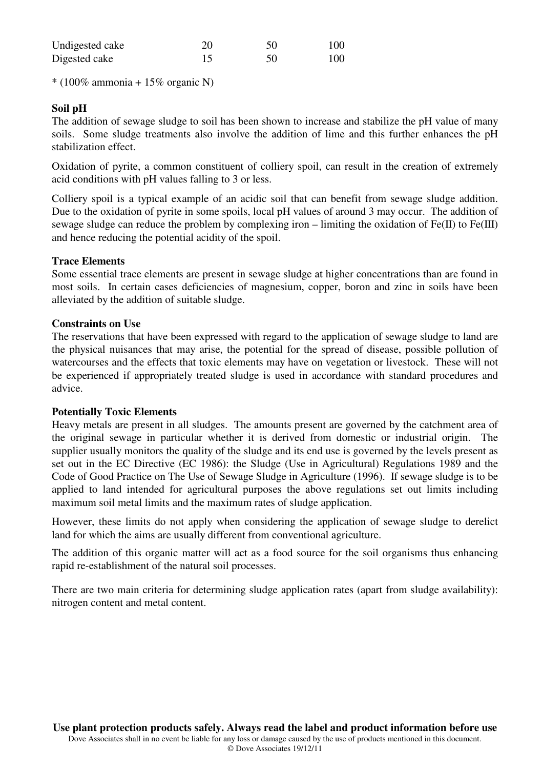| | | | |
|---|---|---|---|
| Undigested cake | 20 | 50 | 100 |
| Digested cake | 15 | 50 | 100 |

* (100% ammonia + 15% organic N)

**Soil pH**

The addition of sewage sludge to soil has been shown to increase and stabilize the pH value of many soils. Some sludge treatments also involve the addition of lime and this further enhances the pH stabilization effect.

Oxidation of pyrite, a common constituent of colliery spoil, can result in the creation of extremely acid conditions with pH values falling to 3 or less.

Colliery spoil is a typical example of an acidic soil that can benefit from sewage sludge addition. Due to the oxidation of pyrite in some spoils, local pH values of around 3 may occur. The addition of sewage sludge can reduce the problem by complexing iron – limiting the oxidation of Fe(II) to Fe(III) and hence reducing the potential acidity of the spoil.

**Trace Elements**

Some essential trace elements are present in sewage sludge at higher concentrations than are found in most soils. In certain cases deficiencies of magnesium, copper, boron and zinc in soils have been alleviated by the addition of suitable sludge.

**Constraints on Use**

The reservations that have been expressed with regard to the application of sewage sludge to land are the physical nuisances that may arise, the potential for the spread of disease, possible pollution of watercourses and the effects that toxic elements may have on vegetation or livestock. These will not be experienced if appropriately treated sludge is used in accordance with standard procedures and advice.

**Potentially Toxic Elements**

Heavy metals are present in all sludges. The amounts present are governed by the catchment area of the original sewage in particular whether it is derived from domestic or industrial origin. The supplier usually monitors the quality of the sludge and its end use is governed by the levels present as set out in the EC Directive (EC 1986): the Sludge (Use in Agricultural) Regulations 1989 and the Code of Good Practice on The Use of Sewage Sludge in Agriculture (1996). If sewage sludge is to be applied to land intended for agricultural purposes the above regulations set out limits including maximum soil metal limits and the maximum rates of sludge application.

However, these limits do not apply when considering the application of sewage sludge to derelict land for which the aims are usually different from conventional agriculture.

The addition of this organic matter will act as a food source for the soil organisms thus enhancing rapid re-establishment of the natural soil processes.

There are two main criteria for determining sludge application rates (apart from sludge availability): nitrogen content and metal content.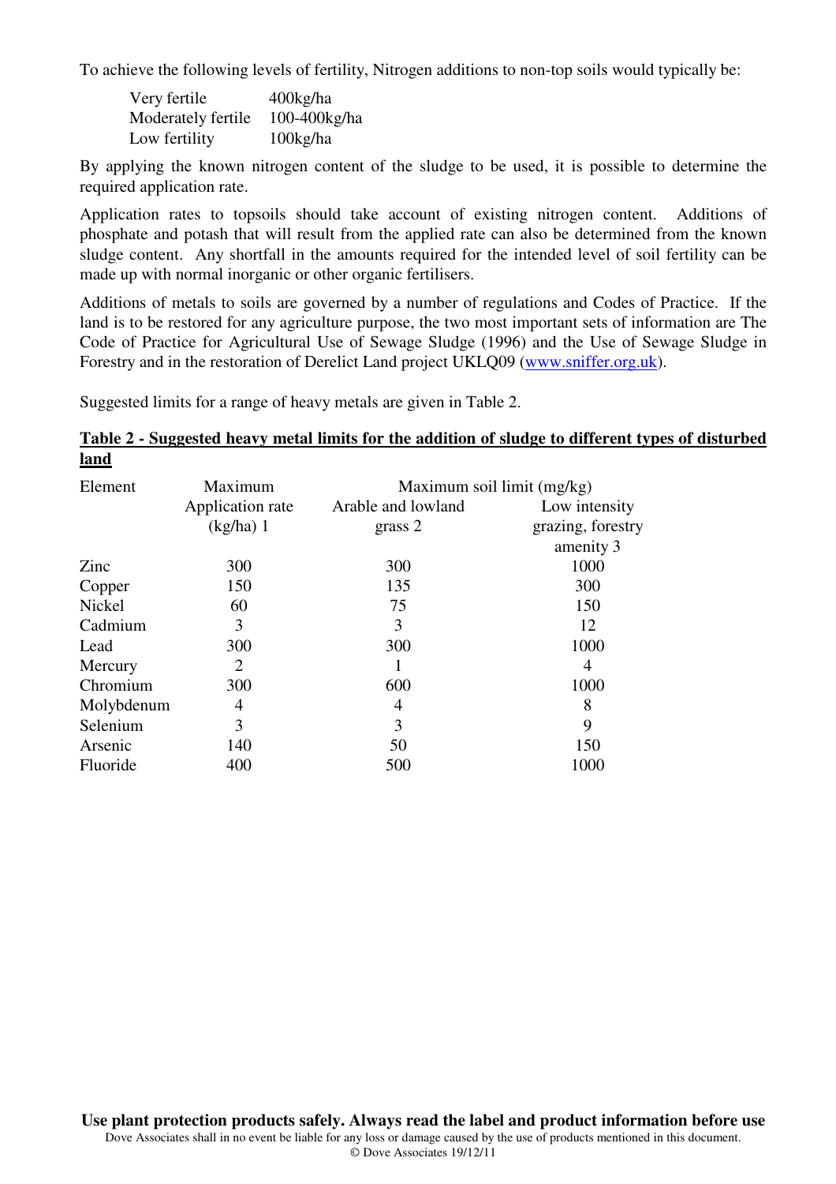To achieve the following levels of fertility, Nitrogen additions to non-top soils would typically be:

| | |
|---|---|
| Very fertile | 400kg/ha |
| Moderately fertile | 100-400kg/ha |
| Low fertility | 100kg/ha |

By applying the known nitrogen content of the sludge to be used, it is possible to determine the required application rate.

Application rates to topsoils should take account of existing nitrogen content. Additions of phosphate and potash that will result from the applied rate can also be determined from the known sludge content. Any shortfall in the amounts required for the intended level of soil fertility can be made up with normal inorganic or other organic fertilisers.

Additions of metals to soils are governed by a number of regulations and Codes of Practice. If the land is to be restored for any agriculture purpose, the two most important sets of information are The Code of Practice for Agricultural Use of Sewage Sludge (1996) and the Use of Sewage Sludge in Forestry and in the restoration of Derelict Land project UKLQ09 (www.sniffer.org.uk).

Suggested limits for a range of heavy metals are given in Table 2.

**Table 2 - Suggested heavy metal limits for the addition of sludge to different types of disturbed land**

| Element | Maximum Application rate (kg/ha) 1 | Maximum soil limit (mg/kg) | |
|---|---|---|---|
| | | Arable and lowland grass 2 | Low intensity grazing, forestry amenity 3 |
| Zinc | 300 | 300 | 1000 |
| Copper | 150 | 135 | 300 |
| Nickel | 60 | 75 | 150 |
| Cadmium | 3 | 3 | 12 |
| Lead | 300 | 300 | 1000 |
| Mercury | 2 | 1 | 4 |
| Chromium | 300 | 600 | 1000 |
| Molybdenum | 4 | 4 | 8 |
| Selenium | 3 | 3 | 9 |
| Arsenic | 140 | 50 | 150 |
| Fluoride | 400 | 500 | 1000 |

**Use plant protection products safely. Always read the label and product information before use**

Dove Associates shall in no event be liable for any loss or damage caused by the use of products mentioned in this document.

© Dove Associates 19/12/11